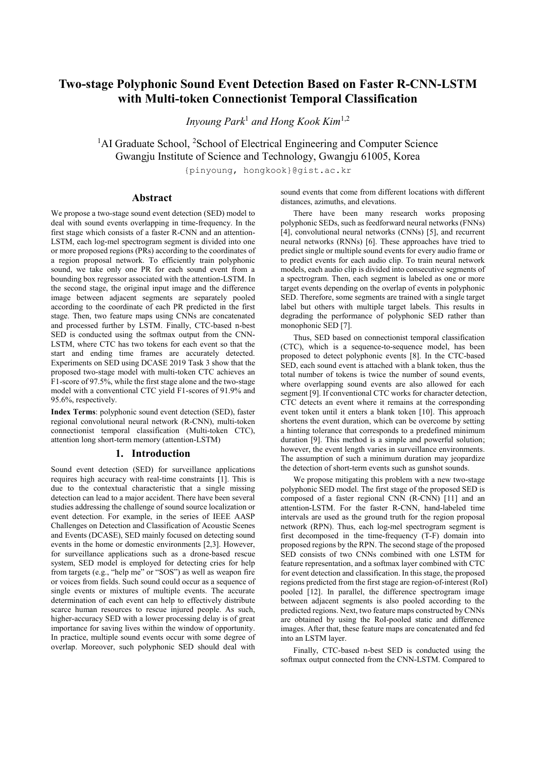# Two-stage Polyphonic Sound Event Detection Based on Faster R-CNN-LSTM with Multi-token Connectionist Temporal Classification

*Inyoung Park*[1] *and Hong Kook Kim*[1,2]

[1]AI Graduate School, [2]School of Electrical Engineering and Computer Science
Gwangju Institute of Science and Technology, Gwangju 61005, Korea

{pinyoung, hongkook}@gist.ac.kr

## Abstract

We propose a two-stage sound event detection (SED) model to deal with sound events overlapping in time-frequency. In the first stage which consists of a faster R-CNN and an attention-LSTM, each log-mel spectrogram segment is divided into one or more proposed regions (PRs) according to the coordinates of a region proposal network. To efficiently train polyphonic sound, we take only one PR for each sound event from a bounding box regressor associated with the attention-LSTM. In the second stage, the original input image and the difference image between adjacent segments are separately pooled according to the coordinate of each PR predicted in the first stage. Then, two feature maps using CNNs are concatenated and processed further by LSTM. Finally, CTC-based n-best SED is conducted using the softmax output from the CNN-LSTM, where CTC has two tokens for each event so that the start and ending time frames are accurately detected. Experiments on SED using DCASE 2019 Task 3 show that the proposed two-stage model with multi-token CTC achieves an F1-score of 97.5%, while the first stage alone and the two-stage model with a conventional CTC yield F1-scores of 91.9% and 95.6%, respectively.

**Index Terms**: polyphonic sound event detection (SED), faster regional convolutional neural network (R-CNN), multi-token connectionist temporal classification (Multi-token CTC), attention long short-term memory (attention-LSTM)

## 1. Introduction

Sound event detection (SED) for surveillance applications requires high accuracy with real-time constraints [1]. This is due to the contextual characteristic that a single missing detection can lead to a major accident. There have been several studies addressing the challenge of sound source localization or event detection. For example, in the series of IEEE AASP Challenges on Detection and Classification of Acoustic Scenes and Events (DCASE), SED mainly focused on detecting sound events in the home or domestic environments [2,3]. However, for surveillance applications such as a drone-based rescue system, SED model is employed for detecting cries for help from targets (e.g., "help me" or "SOS") as well as weapon fire or voices from fields. Such sound could occur as a sequence of single events or mixtures of multiple events. The accurate determination of each event can help to effectively distribute scarce human resources to rescue injured people. As such, higher-accuracy SED with a lower processing delay is of great importance for saving lives within the window of opportunity. In practice, multiple sound events occur with some degree of overlap. Moreover, such polyphonic SED should deal with sound events that come from different locations with different distances, azimuths, and elevations.

There have been many research works proposing polyphonic SEDs, such as feedforward neural networks (FNNs) [4], convolutional neural networks (CNNs) [5], and recurrent neural networks (RNNs) [6]. These approaches have tried to predict single or multiple sound events for every audio frame or to predict events for each audio clip. To train neural network models, each audio clip is divided into consecutive segments of a spectrogram. Then, each segment is labeled as one or more target events depending on the overlap of events in polyphonic SED. Therefore, some segments are trained with a single target label but others with multiple target labels. This results in degrading the performance of polyphonic SED rather than monophonic SED [7].

Thus, SED based on connectionist temporal classification (CTC), which is a sequence-to-sequence model, has been proposed to detect polyphonic events [8]. In the CTC-based SED, each sound event is attached with a blank token, thus the total number of tokens is twice the number of sound events, where overlapping sound events are also allowed for each segment [9]. If conventional CTC works for character detection, CTC detects an event where it remains at the corresponding event token until it enters a blank token [10]. This approach shortens the event duration, which can be overcome by setting a hinting tolerance that corresponds to a predefined minimum duration [9]. This method is a simple and powerful solution; however, the event length varies in surveillance environments. The assumption of such a minimum duration may jeopardize the detection of short-term events such as gunshot sounds.

We propose mitigating this problem with a new two-stage polyphonic SED model. The first stage of the proposed SED is composed of a faster regional CNN (R-CNN) [11] and an attention-LSTM. For the faster R-CNN, hand-labeled time intervals are used as the ground truth for the region proposal network (RPN). Thus, each log-mel spectrogram segment is first decomposed in the time-frequency (T-F) domain into proposed regions by the RPN. The second stage of the proposed SED consists of two CNNs combined with one LSTM for feature representation, and a softmax layer combined with CTC for event detection and classification. In this stage, the proposed regions predicted from the first stage are region-of-interest (RoI) pooled [12]. In parallel, the difference spectrogram image between adjacent segments is also pooled according to the predicted regions. Next, two feature maps constructed by CNNs are obtained by using the RoI-pooled static and difference images. After that, these feature maps are concatenated and fed into an LSTM layer.

Finally, CTC-based n-best SED is conducted using the softmax output connected from the CNN-LSTM. Compared to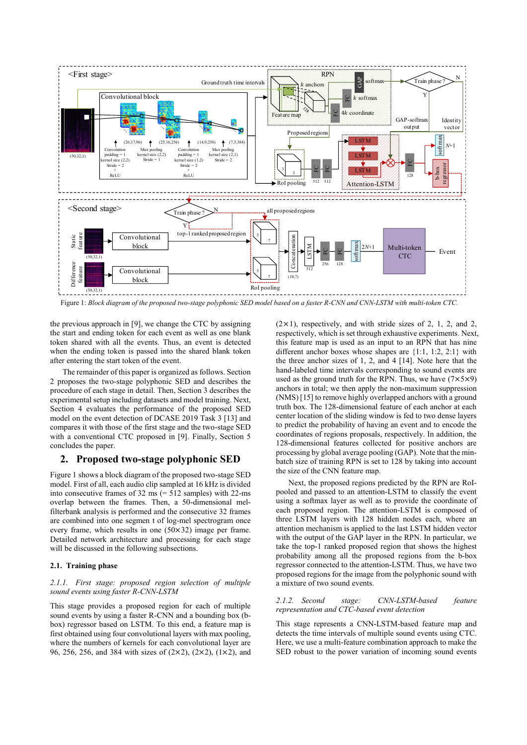Figure 1: *Block diagram of the proposed two-stage polyphonic SED model based on a faster R-CNN and CNN-LSTM with multi-token CTC.*

the previous approach in [9], we change the CTC by assigning the start and ending token for each event as well as one blank token shared with all the events. Thus, an event is detected when the ending token is passed into the shared blank token after entering the start token of the event.

The remainder of this paper is organized as follows. Section 2 proposes the two-stage polyphonic SED and describes the procedure of each stage in detail. Then, Section 3 describes the experimental setup including datasets and model training. Next, Section 4 evaluates the performance of the proposed SED model on the event detection of DCASE 2019 Task 3 [13] and compares it with those of the first stage and the two-stage SED with a conventional CTC proposed in [9]. Finally, Section 5 concludes the paper.

## 2. Proposed two-stage polyphonic SED

Figure 1 shows a block diagram of the proposed two-stage SED model. First of all, each audio clip sampled at 16 kHz is divided into consecutive frames of 32 ms (= 512 samples) with 22-ms overlap between the frames. Then, a 50-dimensional mel-filterbank analysis is performed and the consecutive 32 frames are combined into one segmen t of log-mel spectrogram once every frame, which results in one (50×32) image per frame. Detailed network architecture and processing for each stage will be discussed in the following subsections.

### 2.1. Training phase

*2.1.1. First stage: proposed region selection of multiple sound events using faster R-CNN-LSTM*

This stage provides a proposed region for each of multiple sound events by using a faster R-CNN and a bounding box (b-box) regressor based on LSTM. To this end, a feature map is first obtained using four convolutional layers with max pooling, where the numbers of kernels for each convolutional layer are 96, 256, 256, and 384 with sizes of (2×2), (2×2), (1×2), and (2×1), respectively, and with stride sizes of 2, 1, 2, and 2, respectively, which is set through exhaustive experiments. Next, this feature map is used as an input to an RPN that has nine different anchor boxes whose shapes are {1:1, 1:2, 2:1} with the three anchor sizes of 1, 2, and 4 [14]. Note here that the hand-labeled time intervals corresponding to sound events are used as the ground truth for the RPN. Thus, we have (7×5×9) anchors in total; we then apply the non-maximum suppression (NMS) [15] to remove highly overlapped anchors with a ground truth box. The 128-dimensional feature of each anchor at each center location of the sliding window is fed to two dense layers to predict the probability of having an event and to encode the coordinates of regions proposals, respectively. In addition, the 128-dimensional features collected for positive anchors are processing by global average pooling (GAP). Note that the min-batch size of training RPN is set to 128 by taking into account the size of the CNN feature map.

Next, the proposed regions predicted by the RPN are RoI-pooled and passed to an attention-LSTM to classify the event using a softmax layer as well as to provide the coordinate of each proposed region. The attention-LSTM is composed of three LSTM layers with 128 hidden nodes each, where an attention mechanism is applied to the last LSTM hidden vector with the output of the GAP layer in the RPN. In particular, we take the top-1 ranked proposed region that shows the highest probability among all the proposed regions from the b-box regressor connected to the attention-LSTM. Thus, we have two proposed regions for the image from the polyphonic sound with a mixture of two sound events.

*2.1.2. Second stage: CNN-LSTM-based feature representation and CTC-based event detection*

This stage represents a CNN-LSTM-based feature map and detects the time intervals of multiple sound events using CTC. Here, we use a multi-feature combination approach to make the SED robust to the power variation of incoming sound events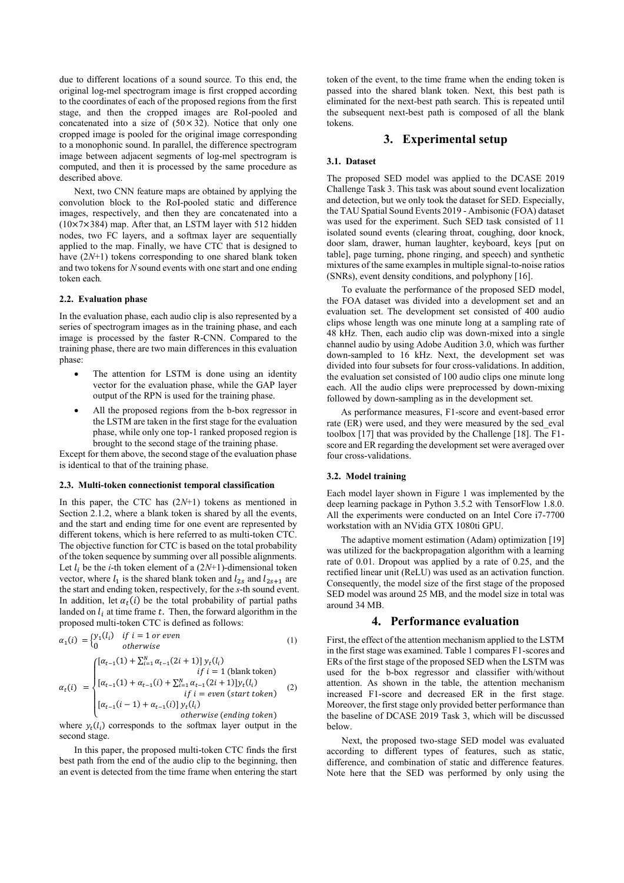due to different locations of a sound source. To this end, the original log-mel spectrogram image is first cropped according to the coordinates of each of the proposed regions from the first stage, and then the cropped images are RoI-pooled and concatenated into a size of $(50\times 32)$. Notice that only one cropped image is pooled for the original image corresponding to a monophonic sound. In parallel, the difference spectrogram image between adjacent segments of log-mel spectrogram is computed, and then it is processed by the same procedure as described above.

Next, two CNN feature maps are obtained by applying the convolution block to the RoI-pooled static and difference images, respectively, and then they are concatenated into a $(10\times 7\times 384)$ map. After that, an LSTM layer with 512 hidden nodes, two FC layers, and a softmax layer are sequentially applied to the map. Finally, we have CTC that is designed to have ($2N$+1) tokens corresponding to one shared blank token and two tokens for $N$ sound events with one start and one ending token each.

### 2.2. Evaluation phase

In the evaluation phase, each audio clip is also represented by a series of spectrogram images as in the training phase, and each image is processed by the faster R-CNN. Compared to the training phase, there are two main differences in this evaluation phase:

- The attention for LSTM is done using an identity vector for the evaluation phase, while the GAP layer output of the RPN is used for the training phase.
- All the proposed regions from the b-box regressor in the LSTM are taken in the first stage for the evaluation phase, while only one top-1 ranked proposed region is brought to the second stage of the training phase.

Except for them above, the second stage of the evaluation phase is identical to that of the training phase.

### 2.3. Multi-token connectionist temporal classification

In this paper, the CTC has ($2N$+1) tokens as mentioned in Section 2.1.2, where a blank token is shared by all the events, and the start and ending time for one event are represented by different tokens, which is here referred to as multi-token CTC. The objective function for CTC is based on the total probability of the token sequence by summing over all possible alignments. Let $l_i$ be the $i$-th token element of a ($2N$+1)-dimensional token vector, where $l_1$ is the shared blank token and $l_{2s}$ and $l_{2s+1}$ are the start and ending token, respectively, for the $s$-th sound event. In addition, let $\alpha_t(i)$ be the total probability of partial paths landed on $l_i$ at time frame $t$. Then, the forward algorithm in the proposed multi-token CTC is defined as follows:

$$\alpha_1(i) = \begin{cases} y_1(l_i) & if\ i = 1\ or\ even \\ 0 & otherwise \end{cases} \tag{1}$$

$$\alpha_t(i) = \begin{cases} [\alpha_{t-1}(1) + \sum_{i=1}^{N} \alpha_{t-1}(2i+1)]\, y_t(l_i) & if\ i = 1 \text{ (blank token)} \\ [\alpha_{t-1}(1) + \alpha_{t-1}(i) + \sum_{i=1}^{N} \alpha_{t-1}(2i+1)] y_t(l_i) & if\ i = even\ (start\ token) \\ [\alpha_{t-1}(i-1) + \alpha_{t-1}(i)]\, y_t(l_i) & otherwise\ (ending\ token) \end{cases} \tag{2}$$

where $y_t(l_i)$ corresponds to the softmax layer output in the second stage.

In this paper, the proposed multi-token CTC finds the first best path from the end of the audio clip to the beginning, then an event is detected from the time frame when entering the start token of the event, to the time frame when the ending token is passed into the shared blank token. Next, this best path is eliminated for the next-best path search. This is repeated until the subsequent next-best path is composed of all the blank tokens.

## 3. Experimental setup

### 3.1. Dataset

The proposed SED model was applied to the DCASE 2019 Challenge Task 3. This task was about sound event localization and detection, but we only took the dataset for SED. Especially, the TAU Spatial Sound Events 2019 - Ambisonic (FOA) dataset was used for the experiment. Such SED task consisted of 11 isolated sound events (clearing throat, coughing, door knock, door slam, drawer, human laughter, keyboard, keys [put on table], page turning, phone ringing, and speech) and synthetic mixtures of the same examples in multiple signal-to-noise ratios (SNRs), event density conditions, and polyphony [16].

To evaluate the performance of the proposed SED model, the FOA dataset was divided into a development set and an evaluation set. The development set consisted of 400 audio clips whose length was one minute long at a sampling rate of 48 kHz. Then, each audio clip was down-mixed into a single channel audio by using Adobe Audition 3.0, which was further down-sampled to 16 kHz. Next, the development set was divided into four subsets for four cross-validations. In addition, the evaluation set consisted of 100 audio clips one minute long each. All the audio clips were preprocessed by down-mixing followed by down-sampling as in the development set.

As performance measures, F1-score and event-based error rate (ER) were used, and they were measured by the sed_eval toolbox [17] that was provided by the Challenge [18]. The F1-score and ER regarding the development set were averaged over four cross-validations.

### 3.2. Model training

Each model layer shown in Figure 1 was implemented by the deep learning package in Python 3.5.2 with TensorFlow 1.8.0. All the experiments were conducted on an Intel Core i7-7700 workstation with an NVidia GTX 1080ti GPU.

The adaptive moment estimation (Adam) optimization [19] was utilized for the backpropagation algorithm with a learning rate of 0.01. Dropout was applied by a rate of 0.25, and the rectified linear unit (ReLU) was used as an activation function. Consequently, the model size of the first stage of the proposed SED model was around 25 MB, and the model size in total was around 34 MB.

## 4. Performance evaluation

First, the effect of the attention mechanism applied to the LSTM in the first stage was examined. Table 1 compares F1-scores and ERs of the first stage of the proposed SED when the LSTM was used for the b-box regressor and classifier with/without attention. As shown in the table, the attention mechanism increased F1-score and decreased ER in the first stage. Moreover, the first stage only provided better performance than the baseline of DCASE 2019 Task 3, which will be discussed below.

Next, the proposed two-stage SED model was evaluated according to different types of features, such as static, difference, and combination of static and difference features. Note here that the SED was performed by only using the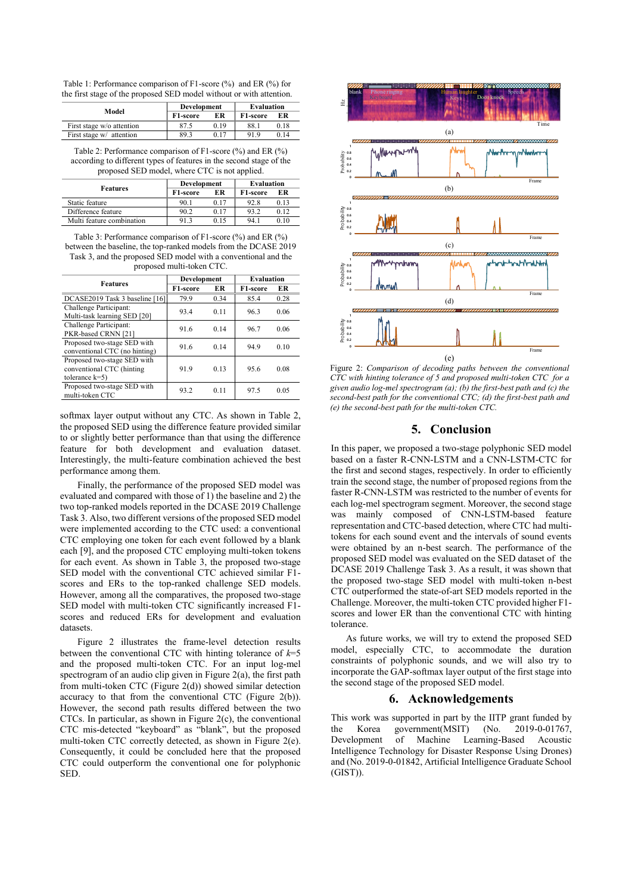Table 1: Performance comparison of F1-score (%) and ER (%) for the first stage of the proposed SED model without or with attention.

| Model | Development | | Evaluation | |
|---|---|---|---|---|
| | F1-score | ER | F1-score | ER |
| First stage w/o attention | 87.5 | 0.19 | 88.1 | 0.18 |
| First stage w/ attention | 89.3 | 0.17 | 91.9 | 0.14 |

Table 2: Performance comparison of F1-score (%) and ER (%) according to different types of features in the second stage of the proposed SED model, where CTC is not applied.

| Features | Development | | Evaluation | |
|---|---|---|---|---|
| | F1-score | ER | F1-score | ER |
| Static feature | 90.1 | 0.17 | 92.8 | 0.13 |
| Difference feature | 90.2 | 0.17 | 93.2 | 0.12 |
| Multi feature combination | 91.3 | 0.15 | 94.1 | 0.10 |

Table 3: Performance comparison of F1-score (%) and ER (%) between the baseline, the top-ranked models from the DCASE 2019 Task 3, and the proposed SED model with a conventional and the proposed multi-token CTC.

| Features | Development | | Evaluation | |
|---|---|---|---|---|
| | F1-score | ER | F1-score | ER |
| DCASE2019 Task 3 baseline [16] | 79.9 | 0.34 | 85.4 | 0.28 |
| Challenge Participant: Multi-task learning SED [20] | 93.4 | 0.11 | 96.3 | 0.06 |
| Challenge Participant: PKR-based CRNN [21] | 91.6 | 0.14 | 96.7 | 0.06 |
| Proposed two-stage SED with conventional CTC (no hinting) | 91.6 | 0.14 | 94.9 | 0.10 |
| Proposed two-stage SED with conventional CTC (hinting tolerance k=5) | 91.9 | 0.13 | 95.6 | 0.08 |
| Proposed two-stage SED with multi-token CTC | 93.2 | 0.11 | 97.5 | 0.05 |

softmax layer output without any CTC. As shown in Table 2, the proposed SED using the difference feature provided similar to or slightly better performance than that using the difference feature for both development and evaluation dataset. Interestingly, the multi-feature combination achieved the best performance among them.

Finally, the performance of the proposed SED model was evaluated and compared with those of 1) the baseline and 2) the two top-ranked models reported in the DCASE 2019 Challenge Task 3. Also, two different versions of the proposed SED model were implemented according to the CTC used: a conventional CTC employing one token for each event followed by a blank each [9], and the proposed CTC employing multi-token tokens for each event. As shown in Table 3, the proposed two-stage SED model with the conventional CTC achieved similar F1-scores and ERs to the top-ranked challenge SED models. However, among all the comparatives, the proposed two-stage SED model with multi-token CTC significantly increased F1-scores and reduced ERs for development and evaluation datasets.

Figure 2 illustrates the frame-level detection results between the conventional CTC with hinting tolerance of $k$=5 and the proposed multi-token CTC. For an input log-mel spectrogram of an audio clip given in Figure 2(a), the first path from multi-token CTC (Figure 2(d)) showed similar detection accuracy to that from the conventional CTC (Figure 2(b)). However, the second path results differed between the two CTCs. In particular, as shown in Figure 2(c), the conventional CTC mis-detected "keyboard" as "blank", but the proposed multi-token CTC correctly detected, as shown in Figure 2(e). Consequently, it could be concluded here that the proposed CTC could outperform the conventional one for polyphonic SED.

*Figure 2: Comparison of decoding paths between the conventional CTC with hinting tolerance of 5 and proposed multi-token CTC for a given audio log-mel spectrogram (a); (b) the first-best path and (c) the second-best path for the conventional CTC; (d) the first-best path and (e) the second-best path for the multi-token CTC.*

## 5. Conclusion

In this paper, we proposed a two-stage polyphonic SED model based on a faster R-CNN-LSTM and a CNN-LSTM-CTC for the first and second stages, respectively. In order to efficiently train the second stage, the number of proposed regions from the faster R-CNN-LSTM was restricted to the number of events for each log-mel spectrogram segment. Moreover, the second stage was mainly composed of CNN-LSTM-based feature representation and CTC-based detection, where CTC had multi-tokens for each sound event and the intervals of sound events were obtained by an n-best search. The performance of the proposed SED model was evaluated on the SED dataset of the DCASE 2019 Challenge Task 3. As a result, it was shown that the proposed two-stage SED model with multi-token n-best CTC outperformed the state-of-art SED models reported in the Challenge. Moreover, the multi-token CTC provided higher F1-scores and lower ER than the conventional CTC with hinting tolerance.

As future works, we will try to extend the proposed SED model, especially CTC, to accommodate the duration constraints of polyphonic sounds, and we will also try to incorporate the GAP-softmax layer output of the first stage into the second stage of the proposed SED model.

## 6. Acknowledgements

This work was supported in part by the IITP grant funded by the Korea government(MSIT) (No. 2019-0-01767, Development of Machine Learning-Based Acoustic Intelligence Technology for Disaster Response Using Drones) and (No. 2019-0-01842, Artificial Intelligence Graduate School (GIST)).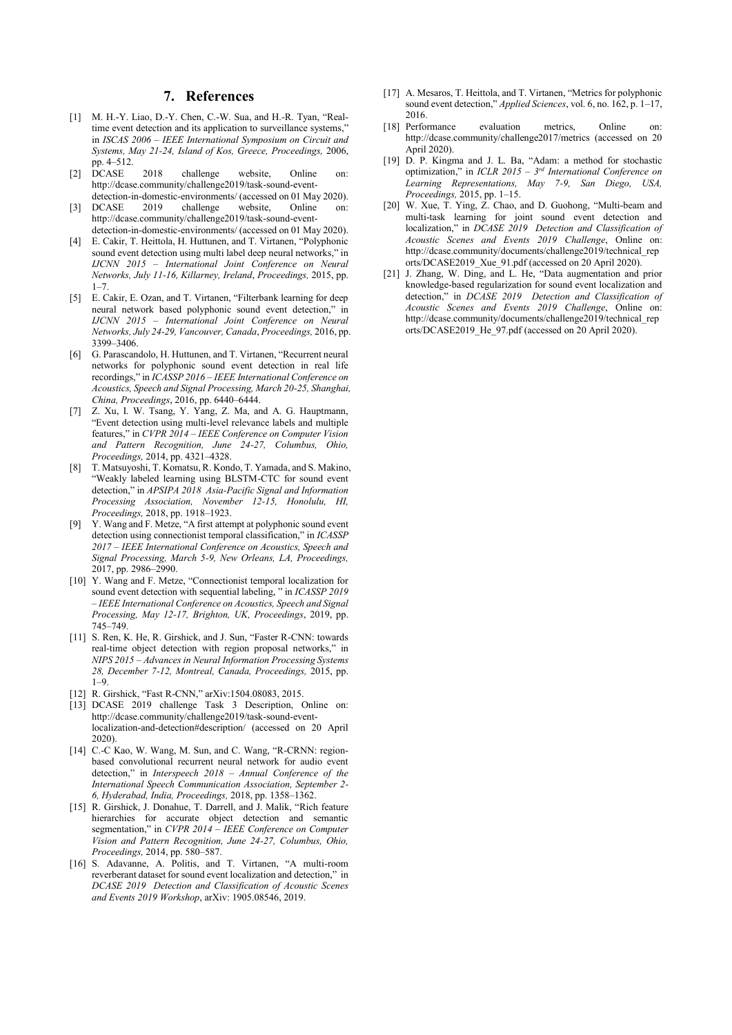# 7. References

[1] M. H.-Y. Liao, D.-Y. Chen, C.-W. Sua, and H.-R. Tyan, "Real-time event detection and its application to surveillance systems," in *ISCAS 2006 – IEEE International Symposium on Circuit and Systems, May 21-24, Island of Kos, Greece, Proceedings,* 2006, pp. 4–512.

[2] DCASE 2018 challenge website, Online on: http://dcase.community/challenge2019/task-sound-event-detection-in-domestic-environments/ (accessed on 01 May 2020).

[3] DCASE 2019 challenge website, Online on: http://dcase.community/challenge2019/task-sound-event-detection-in-domestic-environments/ (accessed on 01 May 2020).

[4] E. Cakir, T. Heittola, H. Huttunen, and T. Virtanen, "Polyphonic sound event detection using multi label deep neural networks," in *IJCNN 2015 – International Joint Conference on Neural Networks, July 11-16, Killarney, Ireland*, *Proceedings,* 2015, pp. 1–7.

[5] E. Cakir, E. Ozan, and T. Virtanen, "Filterbank learning for deep neural network based polyphonic sound event detection," in *IJCNN 2015 – International Joint Conference on Neural Networks, July 24-29, Vancouver, Canada*, *Proceedings,* 2016, pp. 3399–3406.

[6] G. Parascandolo, H. Huttunen, and T. Virtanen, "Recurrent neural networks for polyphonic sound event detection in real life recordings," in *ICASSP 2016 – IEEE International Conference on Acoustics, Speech and Signal Processing, March 20-25, Shanghai, China, Proceedings*, 2016, pp. 6440–6444.

[7] Z. Xu, I. W. Tsang, Y. Yang, Z. Ma, and A. G. Hauptmann, "Event detection using multi-level relevance labels and multiple features," in *CVPR 2014 – IEEE Conference on Computer Vision and Pattern Recognition, June 24-27, Columbus, Ohio, Proceedings,* 2014, pp. 4321–4328.

[8] T. Matsuyoshi, T. Komatsu, R. Kondo, T. Yamada, and S. Makino, "Weakly labeled learning using BLSTM-CTC for sound event detection," in *APSIPA 2018 Asia-Pacific Signal and Information Processing Association, November 12-15, Honolulu, HI, Proceedings,* 2018, pp. 1918–1923.

[9] Y. Wang and F. Metze, "A first attempt at polyphonic sound event detection using connectionist temporal classification," in *ICASSP 2017 – IEEE International Conference on Acoustics, Speech and Signal Processing, March 5-9, New Orleans, LA, Proceedings,* 2017, pp. 2986–2990.

[10] Y. Wang and F. Metze, "Connectionist temporal localization for sound event detection with sequential labeling, " in *ICASSP 2019 – IEEE International Conference on Acoustics, Speech and Signal Processing, May 12-17, Brighton, UK, Proceedings*, 2019, pp. 745–749.

[11] S. Ren, K. He, R. Girshick, and J. Sun, "Faster R-CNN: towards real-time object detection with region proposal networks," in *NIPS 2015 – Advances in Neural Information Processing Systems 28, December 7-12, Montreal, Canada, Proceedings,* 2015, pp. 1–9.

[12] R. Girshick, "Fast R-CNN," arXiv:1504.08083, 2015.

[13] DCASE 2019 challenge Task 3 Description, Online on: http://dcase.community/challenge2019/task-sound-event-localization-and-detection#description/ (accessed on 20 April 2020).

[14] C.-C Kao, W. Wang, M. Sun, and C. Wang, "R-CRNN: region-based convolutional recurrent neural network for audio event detection," in *Interspeech 2018 – Annual Conference of the International Speech Communication Association, September 2-6, Hyderabad, India, Proceedings,* 2018, pp. 1358–1362.

[15] R. Girshick, J. Donahue, T. Darrell, and J. Malik, "Rich feature hierarchies for accurate object detection and semantic segmentation," in *CVPR 2014 – IEEE Conference on Computer Vision and Pattern Recognition, June 24-27, Columbus, Ohio, Proceedings,* 2014, pp. 580–587.

[16] S. Adavanne, A. Politis, and T. Virtanen, "A multi-room reverberant dataset for sound event localization and detection," in *DCASE 2019 Detection and Classification of Acoustic Scenes and Events 2019 Workshop*, arXiv: 1905.08546, 2019.

[17] A. Mesaros, T. Heittola, and T. Virtanen, "Metrics for polyphonic sound event detection," *Applied Sciences*, vol. 6, no. 162, p. 1–17, 2016.

[18] Performance evaluation metrics, Online on: http://dcase.community/challenge2017/metrics (accessed on 20 April 2020).

[19] D. P. Kingma and J. L. Ba, "Adam: a method for stochastic optimization," in *ICLR 2015 – 3rd International Conference on Learning Representations, May 7-9, San Diego, USA, Proceedings,* 2015, pp. 1–15.

[20] W. Xue, T. Ying, Z. Chao, and D. Guohong, "Multi-beam and multi-task learning for joint sound event detection and localization," in *DCASE 2019 Detection and Classification of Acoustic Scenes and Events 2019 Challenge*, Online on: http://dcase.community/documents/challenge2019/technical_reports/DCASE2019_Xue_91.pdf (accessed on 20 April 2020).

[21] J. Zhang, W. Ding, and L. He, "Data augmentation and prior knowledge-based regularization for sound event localization and detection," in *DCASE 2019 Detection and Classification of Acoustic Scenes and Events 2019 Challenge*, Online on: http://dcase.community/documents/challenge2019/technical_reports/DCASE2019_He_97.pdf (accessed on 20 April 2020).